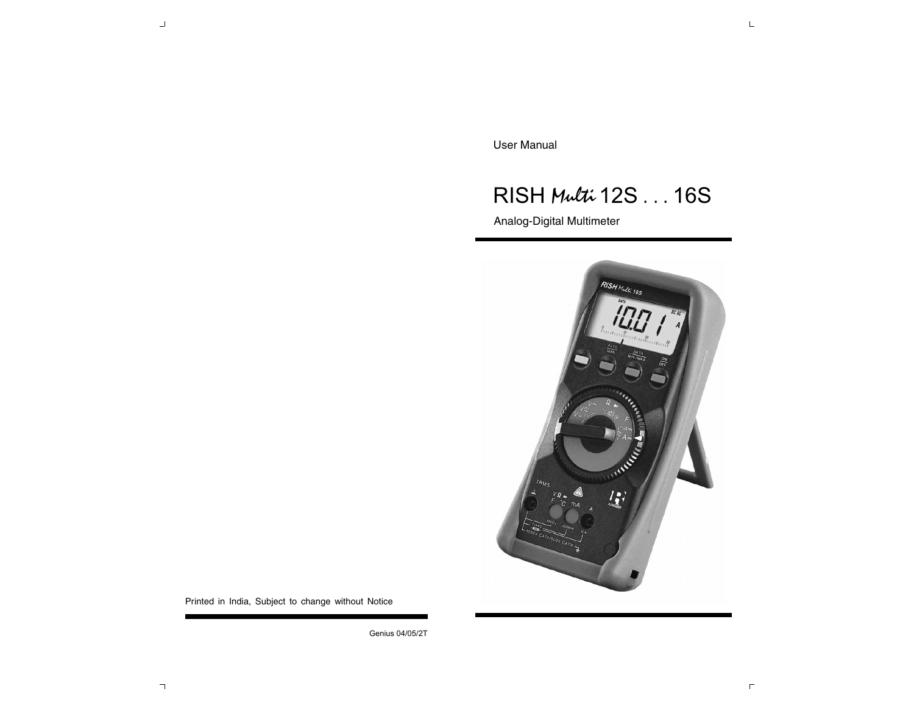User Manual

# RISH *Multi* 12S . . . 16S

Analog-Digital Multimeter

Printed in India, Subject to change without Notice

Genius 04/05/2T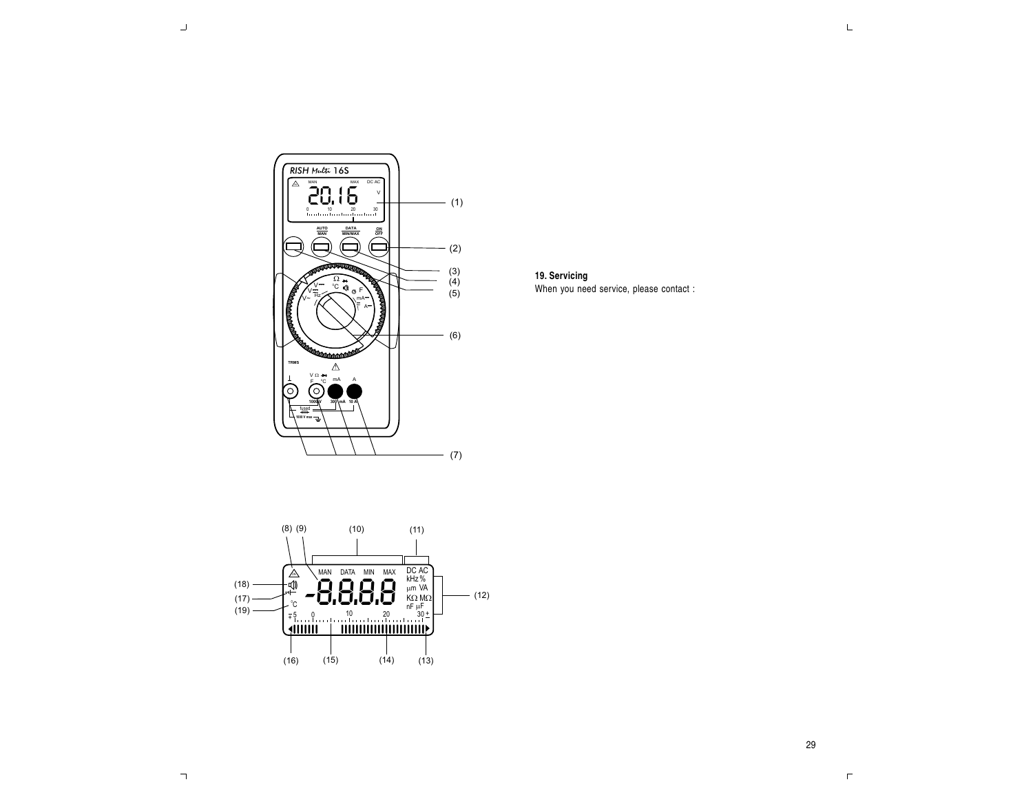## 19. Servicing

When you need service, please contact :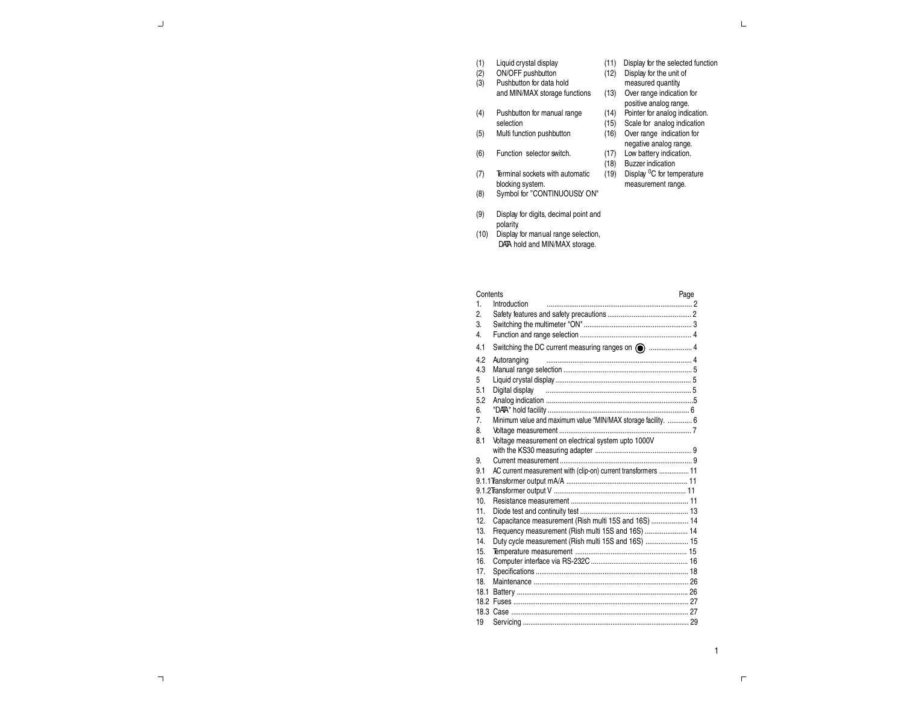(1) Liquid crystal display
(2) ON/OFF pushbutton
(3) Pushbutton for data hold and MIN/MAX storage functions
(4) Pushbutton for manual range selection
(5) Multi function pushbutton
(6) Function selector switch.
(7) Terminal sockets with automatic blocking system.
(8) Symbol for "CONTINUOUSLY ON"
(9) Display for digits, decimal point and polarity.
(10) Display for manual range selection, DATA hold and MIN/MAX storage.
(11) Display for the selected function
(12) Display for the unit of measured quantity.
(13) Over range indication for positive analog range.
(14) Pointer for analog indication.
(15) Scale for analog indication
(16) Over range indication for negative analog range.
(17) Low battery indication.
(18) Buzzer indication
(19) Display $^{0}$C for temperature measurement range.

| Contents | | Page |
|---|---|---|
| 1. | Introduction | 2 |
| 2. | Safety features and safety precautions | 2 |
| 3. | Switching the multimeter "ON" | 3 |
| 4. | Function and range selection | 4 |
| 4.1 | Switching the DC current measuring ranges on ◉ | 4 |
| 4.2 | Autoranging | 4 |
| 4.3 | Manual range selection | 5 |
| 5 | Liquid crystal display | 5 |
| 5.1 | Digital display | 5 |
| 5.2 | Analog indication | 5 |
| 6. | "DATA" hold facility | 6 |
| 7. | Minimum value and maximum value "MIN/MAX storage facility. | 6 |
| 8. | Voltage measurement | 7 |
| 8.1 | Voltage measurement on electrical system upto 1000V with the KS30 measuring adapter | 9 |
| 9. | Current measurement | 9 |
| 9.1 | AC current measurement with (clip-on) current transformers | 11 |
| 9.1.1 | Transformer output mA/A | 11 |
| 9.1.2 | Transformer output V | 11 |
| 10. | Resistance measurement | 11 |
| 11. | Diode test and continuity test | 13 |
| 12. | Capacitance measurement (Rish multi 15S and 16S) | 14 |
| 13. | Frequency measurement (Rish multi 15S and 16S) | 14 |
| 14. | Duty cycle measurement (Rish multi 15S and 16S) | 15 |
| 15. | Temperature measurement | 15 |
| 16. | Computer interface via RS-232C | 16 |
| 17. | Specifications | 18 |
| 18. | Maintenance | 26 |
| 18.1 | Battery | 26 |
| 18.2 | Fuses | 27 |
| 18.3 | Case | 27 |
| 19 | Servicing | 29 |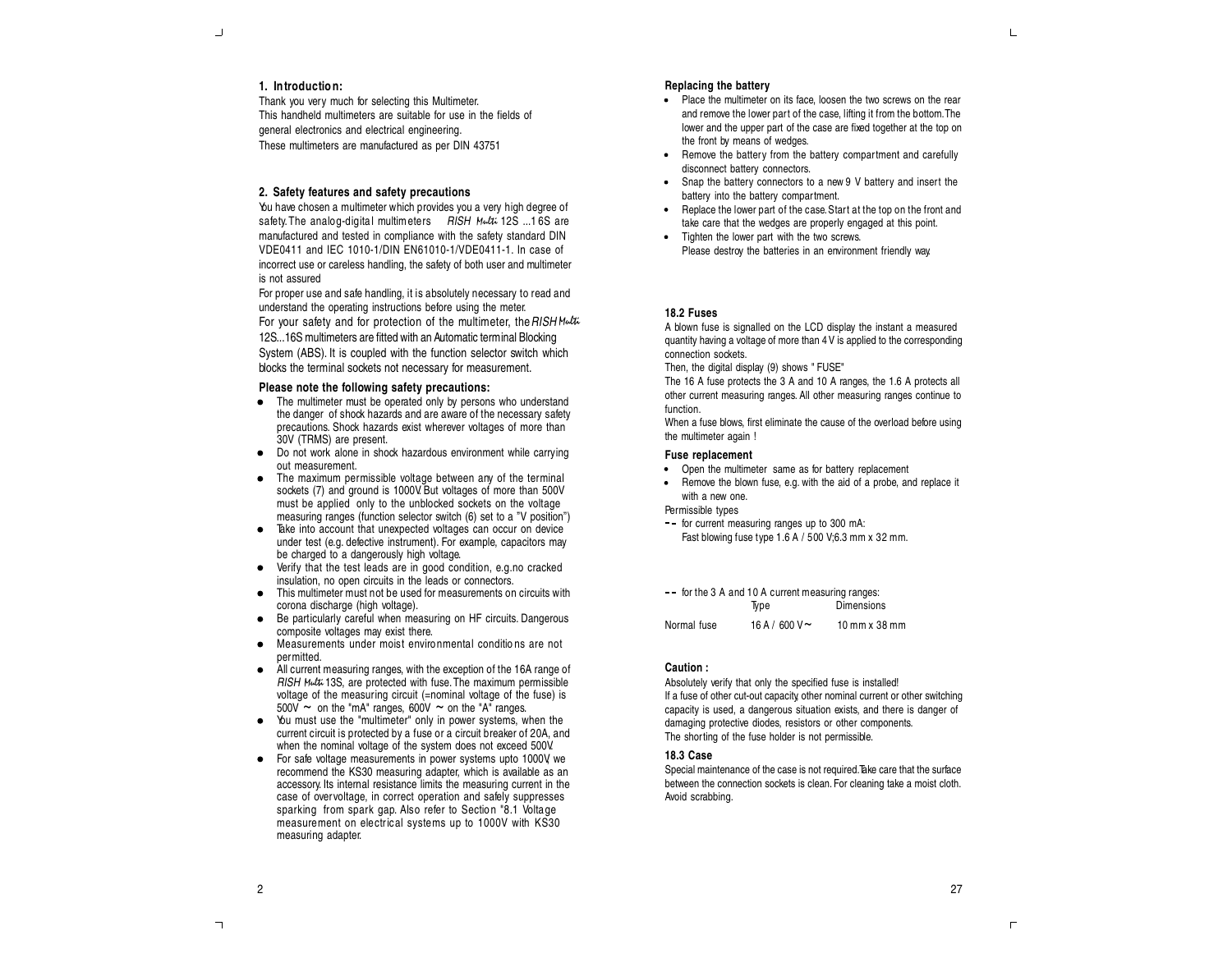## 1. Introduction:

Thank you very much for selecting this Multimeter.
This handheld multimeters are suitable for use in the fields of general electronics and electrical engineering.
These multimeters are manufactured as per DIN 43751

## 2. Safety features and safety precautions

You have chosen a multimeter which provides you a very high degree of safety. The analog-digital multimeters *RISH Multi* 12S ...16S are manufactured and tested in compliance with the safety standard DIN VDE0411 and IEC 1010-1/DIN EN61010-1/VDE0411-1. In case of incorrect use or careless handling, the safety of both user and multimeter is not assured

For proper use and safe handling, it is absolutely necessary to read and understand the operating instructions before using the meter.

For your safety and for protection of the multimeter, the *RISH Multi* 12S...16S multimeters are fitted with an Automatic terminal Blocking System (ABS). It is coupled with the function selector switch which blocks the terminal sockets not necessary for measurement.

### Please note the following safety precautions:

- The multimeter must be operated only by persons who understand the danger of shock hazards and are aware of the necessary safety precautions. Shock hazards exist wherever voltages of more than 30V (TRMS) are present.
- Do not work alone in shock hazardous environment while carrying out measurement.
- The maximum permissible voltage between any of the terminal sockets (7) and ground is 1000V. But voltages of more than 500V must be applied only to the unblocked sockets on the voltage measuring ranges (function selector switch (6) set to a "V position")
- Take into account that unexpected voltages can occur on device under test (e.g. defective instrument). For example, capacitors may be charged to a dangerously high voltage.
- Verify that the test leads are in good condition, e.g.no cracked insulation, no open circuits in the leads or connectors.
- This multimeter must not be used for measurements on circuits with corona discharge (high voltage).
- Be particularly careful when measuring on HF circuits. Dangerous composite voltages may exist there.
- Measurements under moist environmental conditions are not permitted.
- All current measuring ranges, with the exception of the 16A range of *RISH Multi* 13S, are protected with fuse. The maximum permissible voltage of the measuring circuit (=nominal voltage of the fuse) is 500V ~ on the "mA" ranges, 600V ~ on the "A" ranges.
- You must use the "multimeter" only in power systems, when the current circuit is protected by a fuse or a circuit breaker of 20A, and when the nominal voltage of the system does not exceed 500V.
- For safe voltage measurements in power systems upto 1000V, we recommend the KS30 measuring adapter, which is available as an accessory. Its internal resistance limits the measuring current in the case of overvoltage, in correct operation and safely suppresses sparking from spark gap. Also refer to Section "8.1 Voltage measurement on electrical systems up to 1000V with KS30 measuring adapter.

### Replacing the battery

- Place the multimeter on its face, loosen the two screws on the rear and remove the lower part of the case, lifting it from the bottom. The lower and the upper part of the case are fixed together at the top on the front by means of wedges.
- Remove the battery from the battery compartment and carefully disconnect battery connectors.
- Snap the battery connectors to a new 9 V battery and insert the battery into the battery compartment.
- Replace the lower part of the case. Start at the top on the front and take care that the wedges are properly engaged at this point.
- Tighten the lower part with the two screws.
  Please destroy the batteries in an environment friendly way.

### 18.2 Fuses

A blown fuse is signalled on the LCD display the instant a measured quantity having a voltage of more than 4 V is applied to the corresponding connection sockets.

Then, the digital display (9) shows " FUSE"

The 16 A fuse protects the 3 A and 10 A ranges, the 1.6 A protects all other current measuring ranges. All other measuring ranges continue to function.

When a fuse blows, first eliminate the cause of the overload before using the multimeter again !

### Fuse replacement

- Open the multimeter same as for battery replacement
- Remove the blown fuse, e.g. with the aid of a probe, and replace it with a new one.

Permissible types

-- for current measuring ranges up to 300 mA:
Fast blowing fuse type 1.6 A / 500 V;6.3 mm x 32 mm.

-- for the 3 A and 10 A current measuring ranges:

| | Type | Dimensions |
|---|---|---|
| Normal fuse | 16 A / 600 V~ | 10 mm x 38 mm |

### Caution :

Absolutely verify that only the specified fuse is installed!
If a fuse of other cut-out capacity, other nominal current or other switching capacity is used, a dangerous situation exists, and there is danger of damaging protective diodes, resistors or other components.
The shorting of the fuse holder is not permissible.

### 18.3 Case

Special maintenance of the case is not required. Take care that the surface between the connection sockets is clean. For cleaning take a moist cloth. Avoid scrabbing.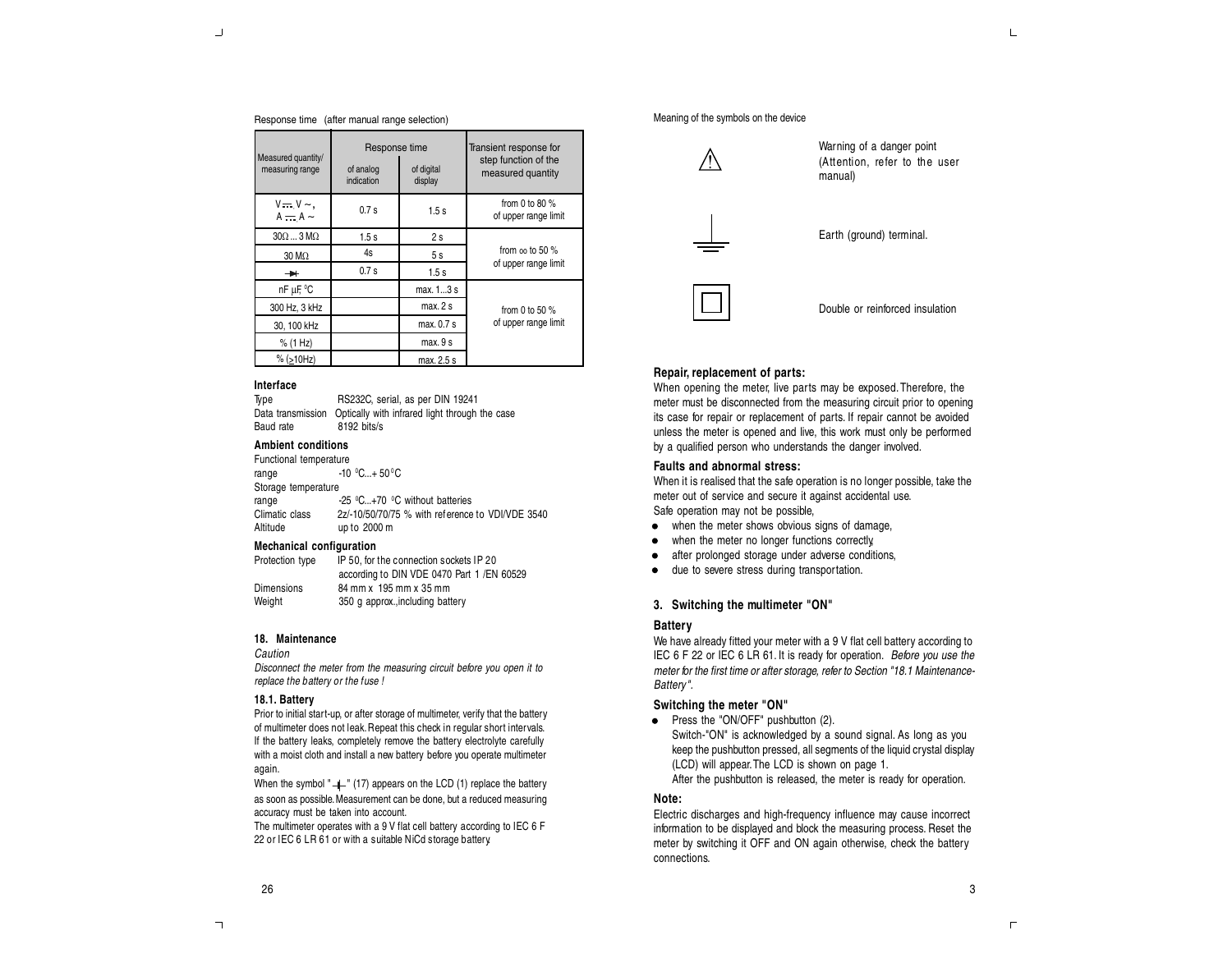Response time (after manual range selection)

| Measured quantity/ measuring range | Response time | | Transient response for step function of the measured quantity |
|---|---|---|---|
| | of analog indication | of digital display | |
| V ⎓, V ~, A ⎓, A ~ | 0.7 s | 1.5 s | from 0 to 80 % of upper range limit |
| 30Ω ... 3 MΩ | 1.5 s | 2 s | from ∞ to 50 % of upper range limit |
| 30 MΩ | 4s | 5 s | |
| ⯈ | 0.7 s | 1.5 s | |
| nF µF, °C | | max. 1...3 s | from 0 to 50 % of upper range limit |
| 300 Hz, 3 kHz | | max. 2 s | |
| 30, 100 kHz | | max. 0.7 s | |
| % (1 Hz) | | max. 9 s | |
| % (≥10Hz) | | max. 2.5 s | |

### Interface

Type RS232C, serial, as per DIN 19241
Data transmission Optically with infrared light through the case
Baud rate 8192 bits/s

### Ambient conditions

Functional temperature range -10 °C...+ 50 °C
Storage temperature range -25 °C...+70 °C without batteries
Climatic class 2z/-10/50/70/75 % with reference to VDI/VDE 3540
Altitude up to 2000 m

### Mechanical configuration

Protection type IP 50, for the connection sockets IP 20 according to DIN VDE 0470 Part 1 /EN 60529
Dimensions 84 mm x 195 mm x 35 mm
Weight 350 g approx.,including battery

## 18. Maintenance

*Caution*

*Disconnect the meter from the measuring circuit before you open it to replace the battery or the fuse !*

### 18.1. Battery

Prior to initial start-up, or after storage of multimeter, verify that the battery of multimeter does not leak. Repeat this check in regular short intervals. If the battery leaks, completely remove the battery electrolyte carefully with a moist cloth and install a new battery before you operate multimeter again.

When the symbol "⊣⊢" (17) appears on the LCD (1) replace the battery as soon as possible. Measurement can be done, but a reduced measuring accuracy must be taken into account.

The multimeter operates with a 9 V flat cell battery according to IEC 6 F 22 or IEC 6 LR 61 or with a suitable NiCd storage battery.

Meaning of the symbols on the device

| Symbol | Meaning |
|---|---|
| ⚠ | Warning of a danger point (Attention, refer to the user manual) |
| ⏚ | Earth (ground) terminal. |
| ⧈ | Double or reinforced insulation |

### Repair, replacement of parts:

When opening the meter, live parts may be exposed. Therefore, the meter must be disconnected from the measuring circuit prior to opening its case for repair or replacement of parts. If repair cannot be avoided unless the meter is opened and live, this work must only be performed by a qualified person who understands the danger involved.

### Faults and abnormal stress:

When it is realised that the safe operation is no longer possible, take the meter out of service and secure it against accidental use.
Safe operation may not be possible,

- when the meter shows obvious signs of damage,
- when the meter no longer functions correctly,
- after prolonged storage under adverse conditions,
- due to severe stress during transportation.

## 3. Switching the multimeter "ON"

### Battery

We have already fitted your meter with a 9 V flat cell battery according to IEC 6 F 22 or IEC 6 LR 61. It is ready for operation. *Before you use the meter for the first time or after storage, refer to Section "18.1 Maintenance-Battery".*

### Switching the meter "ON"

- Press the "ON/OFF" pushbutton (2).
  Switch-"ON" is acknowledged by a sound signal. As long as you keep the pushbutton pressed, all segments of the liquid crystal display (LCD) will appear. The LCD is shown on page 1.
  After the pushbutton is released, the meter is ready for operation.

### Note:

Electric discharges and high-frequency influence may cause incorrect information to be displayed and block the measuring process. Reset the meter by switching it OFF and ON again otherwise, check the battery connections.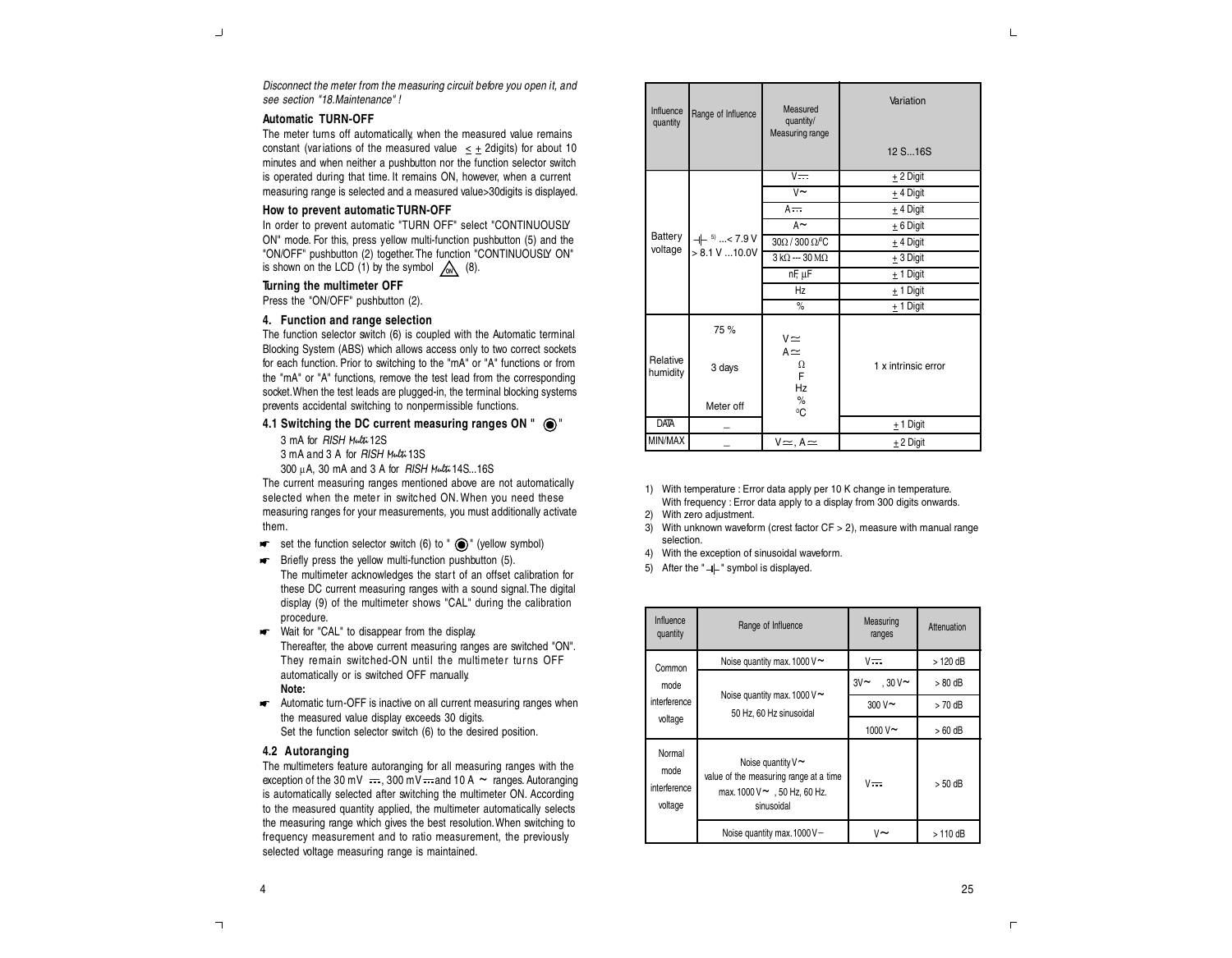*Disconnect the meter from the measuring circuit before you open it, and see section "18.Maintenance" !*

### Automatic TURN-OFF

The meter turns off automatically, when the measured value remains constant (variations of the measured value ≤ ± 2digits) for about 10 minutes and when neither a pushbutton nor the function selector switch is operated during that time. It remains ON, however, when a current measuring range is selected and a measured value>30digits is displayed.

### How to prevent automatic TURN-OFF

In order to prevent automatic "TURN OFF" select "CONTINUOUSLY ON" mode. For this, press yellow multi-function pushbutton (5) and the "ON/OFF" pushbutton (2) together. The function "CONTINUOUSLY ON" is shown on the LCD (1) by the symbol ON (8).

### Turning the multimeter OFF

Press the "ON/OFF" pushbutton (2).

## 4. Function and range selection

The function selector switch (6) is coupled with the Automatic terminal Blocking System (ABS) which allows access only to two correct sockets for each function. Prior to switching to the "mA" or "A" functions or from the "mA" or "A" functions, remove the test lead from the corresponding socket. When the test leads are plugged-in, the terminal blocking systems prevents accidental switching to nonpermissible functions.

### 4.1 Switching the DC current measuring ranges ON " ◉ "

3 mA for *RISH Multi* 12S

3 mA and 3 A for *RISH Multi* 13S

300 µA, 30 mA and 3 A for *RISH Multi* 14S...16S

The current measuring ranges mentioned above are not automatically selected when the meter in switched ON. When you need these measuring ranges for your measurements, you must additionally activate them.

- ☛ set the function selector switch (6) to " ◉ " (yellow symbol)
- ☛ Briefly press the yellow multi-function pushbutton (5).
  The multimeter acknowledges the start of an offset calibration for these DC current measuring ranges with a sound signal. The digital display (9) of the multimeter shows "CAL" during the calibration procedure.
- ☛ Wait for "CAL" to disappear from the display.
  Thereafter, the above current measuring ranges are switched "ON". They remain switched-ON until the multimeter turns OFF automatically or is switched OFF manually.
  **Note:**
- ☛ Automatic turn-OFF is inactive on all current measuring ranges when the measured value display exceeds 30 digits.
  Set the function selector switch (6) to the desired position.

### 4.2 Autoranging

The multimeters feature autoranging for all measuring ranges with the exception of the 30 mV ⎓, 300 mV ⎓ and 10 A ~ ranges. Autoranging is automatically selected after switching the multimeter ON. According to the measured quantity applied, the multimeter automatically selects the measuring range which gives the best resolution. When switching to frequency measurement and to ratio measurement, the previously selected voltage measuring range is maintained.

| Influence quantity | Range of Influence | Measured quantity/ Measuring range | Variation 12 S...16S |
|---|---|---|---|
| Battery voltage | ⊣⊢ [5] ...< 7.9 V > 8.1 V ...10.0V | V ⎓ | ± 2 Digit |
| | | V ~ | ± 4 Digit |
| | | A ⎓ | ± 4 Digit |
| | | A ~ | ± 6 Digit |
| | | 30Ω / 300 Ω/°C | ± 4 Digit |
| | | 3 kΩ --- 30 MΩ | ± 3 Digit |
| | | nF, µF | ± 1 Digit |
| | | Hz | ± 1 Digit |
| | | % | ± 1 Digit |
| Relative humidity | 75 % 3 days Meter off | V ≃ A ≃ Ω F Hz % °C | 1 x intrinsic error |
| DATA | – | | ± 1 Digit |
| MIN/MAX | – | V ≃ , A ≃ | ± 2 Digit |

1) With temperature : Error data apply per 10 K change in temperature. With frequency : Error data apply to a display from 300 digits onwards.
2) With zero adjustment.
3) With unknown waveform (crest factor CF > 2), measure with manual range selection.
4) With the exception of sinusoidal waveform.
5) After the "⊣⊢" symbol is displayed.

| Influence quantity | Range of Influence | Measuring ranges | Attenuation |
|---|---|---|---|
| Common mode interference voltage | Noise quantity max. 1000 V ~ | V ⎓ | > 120 dB |
| | Noise quantity max. 1000 V ~ 50 Hz, 60 Hz sinusoidal | 3V ~ , 30 V ~ | > 80 dB |
| | | 300 V ~ | > 70 dB |
| | | 1000 V ~ | > 60 dB |
| Normal mode interference voltage | Noise quantity V ~ value of the measuring range at a time max. 1000 V ~ , 50 Hz, 60 Hz. sinusoidal | V ⎓ | > 50 dB |
| | Noise quantity max. 1000 V – | V ~ | > 110 dB |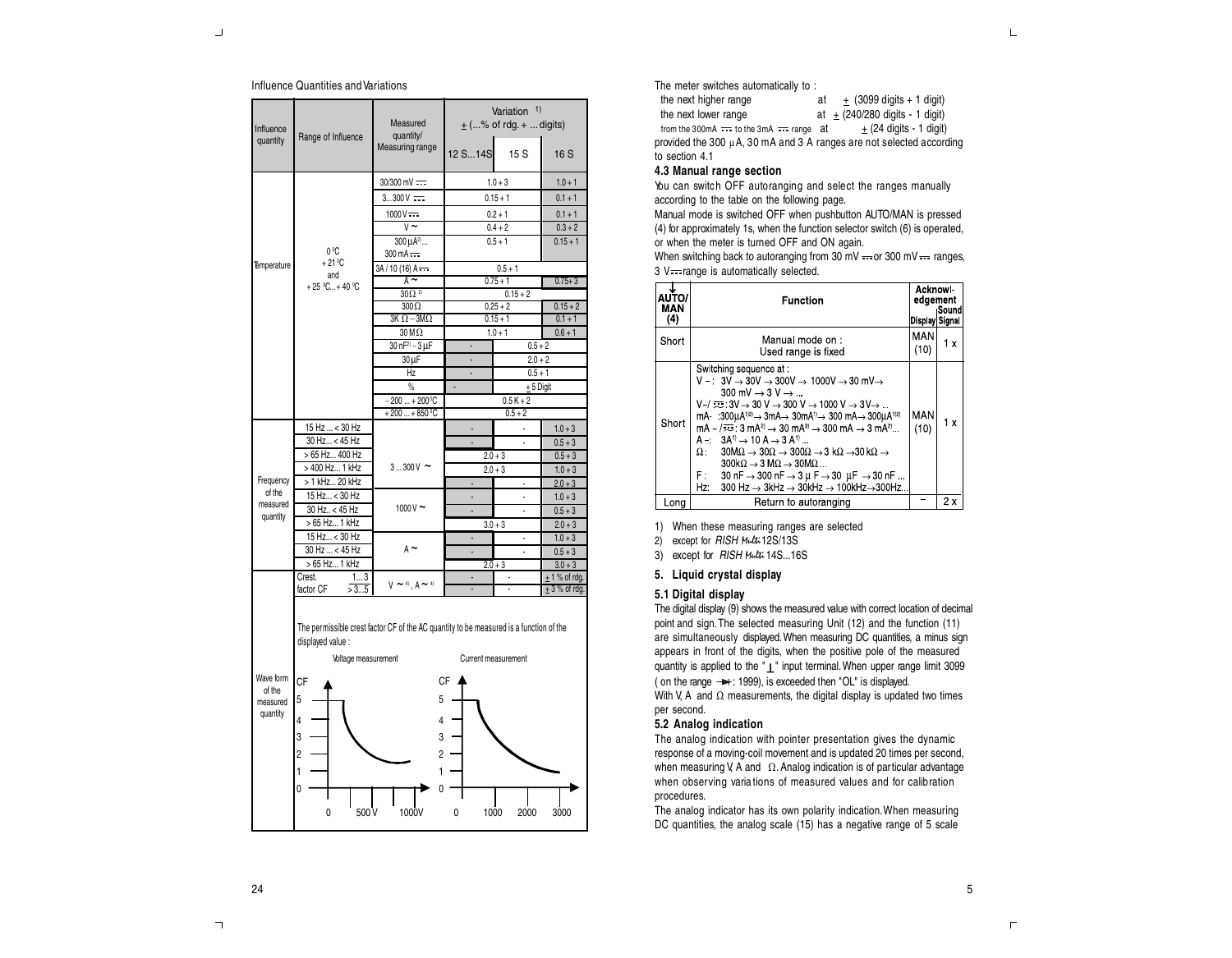Influence Quantities and Variations

| Influence quantity | Range of Influence | Measured quantity/ Measuring range | Variation [1] ± (...% of rdg. + ... digits) | | |
|---|---|---|---|---|---|
| | | | 12 S...14S | 15 S | 16 S |
| Temperature | 0 °C + 21 °C and + 25 °C...+ 40 °C | 30/300 mV ⎓ | 1.0 + 3 | | 1.0 + 1 |
| | | 3...300 V ⎓ | 0.15 + 1 | | 0.1 + 1 |
| | | 1000 V ⎓ | 0.2 + 1 | | 0.1 + 1 |
| | | V ~ | 0.4 + 2 | | 0.3 + 2 |
| | | 300 µA[2]... 300 mA ⎓ | 0.5 + 1 | | 0.15 + 1 |
| | | 3A / 10 (16) A ⎓ | 0.5 + 1 | | |
| | | A ~ | 0.75 + 1 | | 0.75+ 3 |
| | | 30 Ω [2] | 0.15 + 2 | | |
| | | 300 Ω | 0.25 + 2 | | 0.15 + 2 |
| | | 3K Ω – 3MΩ | 0.15 + 1 | | 0.1 + 1 |
| | | 30 MΩ | 1.0 + 1 | | 0.6 + 1 |
| | | 30 nF[3] – 3 µF | - | 0.5 + 2 | |
| | | 30 µF | - | 2.0 + 2 | |
| | | Hz | - | 0.5 + 1 | |
| | | % | - | ± 5 Digit | |
| | | – 200 ... + 200 °C | 0.5 K + 2 | | |
| | | + 200 ... + 850 °C | 0.5 + 2 | | |
| Frequency of the measured quantity | 15 Hz ... < 30 Hz | 3 ... 300 V ~ | - | - | 1.0 + 3 |
| | 30 Hz... < 45 Hz | | - | - | 0.5 + 3 |
| | > 65 Hz... 400 Hz | | 2.0 + 3 | | 0.5 + 3 |
| | > 400 Hz... 1 kHz | | 2.0 + 3 | | 1.0 + 3 |
| | > 1 kHz... 20 kHz | | - | - | 2.0 + 3 |
| | 15 Hz... < 30 Hz | 1000 V ~ | - | - | 1.0 + 3 |
| | 30 Hz.. < 45 Hz | | - | - | 0.5 + 3 |
| | > 65 Hz... 1 kHz | | 3.0 + 3 | | 2.0 + 3 |
| | 15 Hz... < 30 Hz | A ~ | - | - | 1.0 + 3 |
| | 30 Hz ... < 45 Hz | | - | - | 0.5 + 3 |
| | > 65 Hz... 1 kHz | | 2.0 + 3 | | 3.0 + 3 |
| Wave form of the measured quantity | Crest. factor CF 1... 3 | V ~ [4], A ~ [4] | - | - | ± 1 % of rdg. |
| | > 3...5 | | - | - | ± 3 % of rdg. |

The permissible crest factor CF of the AC quantity to be measured is a function of the displayed value :

Voltage measurement — Current measurement

The meter switches automatically to :
the next higher range at ± (3099 digits + 1 digit)
the next lower range at ± (240/280 digits - 1 digit)
from the 300mA ⎓ to the 3mA ⎓ range at ± (24 digits - 1 digit)
provided the 300 µA, 30 mA and 3 A ranges are not selected according to section 4.1

### 4.3 Manual range section

You can switch OFF autoranging and select the ranges manually according to the table on the following page.

Manual mode is switched OFF when pushbutton AUTO/MAN is pressed (4) for approximately 1s, when the function selector switch (6) is operated, or when the meter is turned OFF and ON again.

When switching back to autoranging from 30 mV ⎓ or 300 mV ⎓ ranges, 3 V ⎓ range is automatically selected.

| AUTO/ MAN (4) | Function | Acknowledgement Display | Sound Signal |
|---|---|---|---|
| Short | Manual mode on : Used range is fixed | MAN (10) | 1 x |
| Short | Switching sequence at :<br>V – : 3V → 30V → 300V → 1000V → 30 mV→ 300 mV → 3 V → ...<br>V~/ ⎓ : 3V → 30 V → 300 V → 1000 V → 3V→ ...<br>mA· :300µA[1][2] → 3mA→ 30mA[1] → 300 mA→ 300µA[1][2]<br>mA – / ⎓ : 3 mA[2] → 30 mA[3] → 300 mA → 3 mA[2]...<br>A –: 3A[1] → 10 A → 3 A[1] ...<br>Ω : 30MΩ → 30Ω → 300Ω → 3 kΩ →30 kΩ → 300kΩ → 3 MΩ → 30MΩ ...<br>F : 30 nF → 300 nF → 3 µ F → 30 µF → 30 nF ...<br>Hz: 300 Hz → 3kHz → 30kHz → 100kHz→300Hz... | MAN (10) | 1 x |
| Long | Return to autoranging | – | 2 x |

1) When these measuring ranges are selected
2) except for *RISH Multi* 12S/13S
3) except for *RISH Multi* 14S...16S

## 5. Liquid crystal display

### 5.1 Digital display

The digital display (9) shows the measured value with correct location of decimal point and sign. The selected measuring Unit (12) and the function (11) are simultaneously displayed. When measuring DC quantities, a minus sign appears in front of the digits, when the positive pole of the measured quantity is applied to the "⊥" input terminal. When upper range limit 3099 (on the range ⊳|: 1999), is exceeded then "OL" is displayed.

With V, A and Ω measurements, the digital display is updated two times per second.

### 5.2 Analog indication

The analog indication with pointer presentation gives the dynamic response of a moving-coil movement and is updated 20 times per second, when measuring V, A and Ω. Analog indication is of particular advantage when observing variations of measured values and for calibration procedures.

The analog indicator has its own polarity indication. When measuring DC quantities, the analog scale (15) has a negative range of 5 scale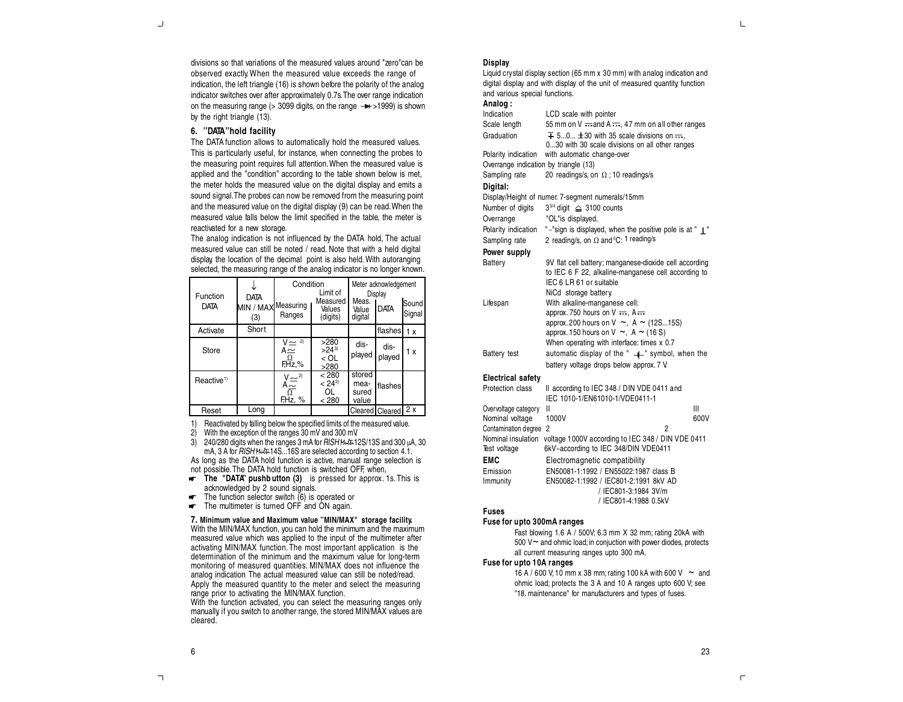divisions so that variations of the measured values around "zero"can be observed exactly. When the measured value exceeds the range of indication, the left triangle (16) is shown before the polarity of the analog indicator switches over after approximately 0.7s. The over range indication on the measuring range (> 3099 digits, on the range →+ >1999) is shown by the right triangle (13).

### 6. "DATA" hold facility

The DATA function allows to automatically hold the measured values. This is particularly useful, for instance, when connecting the probes to the measuring point requires full attention. When the measured value is applied and the "condition" according to the table shown below is met, the meter holds the measured value on the digital display and emits a sound signal. The probes can now be removed from the measuring point and the measured value on the digital display (9) can be read. When the measured value falls below the limit specified in the table, the meter is reactivated for a new storage.

The analog indication is not influenced by the DATA hold, The actual measured value can still be noted / read. Note that with a held digital display, the location of the decimal point is also held. With autoranging selected, the measuring range of the analog indicator is no longer known.

| Function DATA | ↓ DATA MIN / MAX (3) | Condition | | Meter acknowledgement | | |
|---|---|---|---|---|---|---|
| | | Measuring Ranges | Limit of Measured Values (digits) | Display | | Sound Signal |
| | | | | Meas. Value digital | DATA | |
| Activate | Short | | | | flashes | 1 x |
| Store | | V ≃ [2)] A ≃ Ω F,Hz,% | >280 >24[3)] < OL >280 | dis-played | dis-played | 1 x |
| Reactive[1)] | | V ≃ [2)] A ≃ Ω F,Hz, % | < 280 < 24[3)] OL < 280 | stored mea-sured value | flashes | |
| Reset | Long | | | Cleared | Cleared | 2 x |

1) Reactivated by falling below the specified limits of the measured value.
2) With the exception of the ranges 30 mV and 300 mV.
3) 240/280 digits when the ranges 3 mA for *RISH Multi* 12S/13S and 300 µA, 30 mA, 3 A for *RISH Multi* 14S...16S are selected according to section 4.1.

As long as the DATA hold function is active, manual range selection is not possible. The DATA hold function is switched OFF, when,

- **The "DATA" pushbutton (3)** is pressed for approx. 1s. This is acknowledged by 2 sound signals.
- The function selector switch (6) is operated or
- The multimeter is turned OFF and ON again.

### 7. Minimum value and Maximum value "MIN/MAX" storage facility.

With the MIN/MAX function, you can hold the minimum and the maximum measured value which was applied to the input of the multimeter after activating MIN/MAX function. The most important application is the determination of the minimum and the maximum value for long-term monitoring of measured quantities. MIN/MAX does not influence the analog indication The actual measured value can still be noted/read. Apply the measured quantity to the meter and select the measuring range prior to activating the MIN/MAX function.

With the function activated, you can select the measuring ranges only manually, if you switch to another range, the stored MIN/MAX values are cleared.

### Display

Liquid crystal display section (65 mm x 30 mm) with analog indication and digital display and with display of the unit of measured quantity, function and various special functions.

**Analog :**

| | |
|---|---|
| Indication | LCD scale with pointer |
| Scale length | 55 mm on V ⎓ and A ⎓, 47 mm on all other ranges |
| Graduation | ∓ 5...0... ±30 with 35 scale divisions on ⎓, 0...30 with 30 scale divisions on all other ranges |
| Polarity indication | with automatic change-over |
| Overrange indication by triangle (13) | |
| Sampling rate | 20 readings/s, on Ω ; 10 readings/s |

**Digital:**

| | |
|---|---|
| Display/Height of numer. 7-segment numerals/15mm | |
| Number of digits | 3³⁄₄ digit ≙ 3100 counts |
| Overrange | "OL"is displayed. |
| Polarity indication | "−"sign is displayed, when the positive pole is at " ⊥" |
| Sampling rate | 2 reading/s, on Ω and °C: 1 reading/s |

**Power supply**

| | |
|---|---|
| Battery | 9V flat cell battery; manganese-dioxide cell according to IEC 6 F 22, alkaline-manganese cell according to IEC 6 LR 61 or suitable NiCd storage battery. |
| Lifespan | With alkaline-manganese cell: approx. 750 hours on V ⎓, A ⎓ approx. 200 hours on V ~, A ~ (12S...15S) approx. 150 hours on V ~, A ~ (16 S) When operating with interface: times x 0.7 |
| Battery test | automatic display of the " ⊣⊢ " symbol, when the battery voltage drops below approx. 7 V. |

**Electrical safety**

| | | |
|---|---|---|
| Protection class | II according to IEC 348 / DIN VDE 0411 and IEC 1010-1/EN61010-1/VDE0411-1 | |
| Overvoltage category | II | III |
| Nominal voltage | 1000V | 600V |
| Contamination degree | 2 | 2 |
| Nominal insulation | voltage 1000V according to IEC 348 / DIN VDE 0411 | |
| Test voltage | 6kV~according to IEC 348/DIN VDE0411 | |

| | |
|---|---|
| **EMC** | Electromagnetic compatibility |
| Emission | EN50081-1:1992 / EN55022:1987 class B |
| Immunity | EN50082-1:1992 / IEC801-2:1991 8kV AD / IEC801-3:1984 3V/m / IEC801-4:1988 0.5kV |

**Fuses**

**Fuse for upto 300mA ranges**

Fast blowing 1.6 A / 500V; 6.3 mm X 32 mm; rating 20kA with 500 V~ and ohmic load; in conjuction with power diodes, protects all current measuring ranges upto 300 mA.

**Fuse for upto 10A ranges**

16 A / 600 V; 10 mm x 38 mm; rating 100 kA with 600 V ~ and ohmic load; protects the 3 A and 10 A ranges upto 600 V; see "18. maintenance" for manufacturers and types of fuses.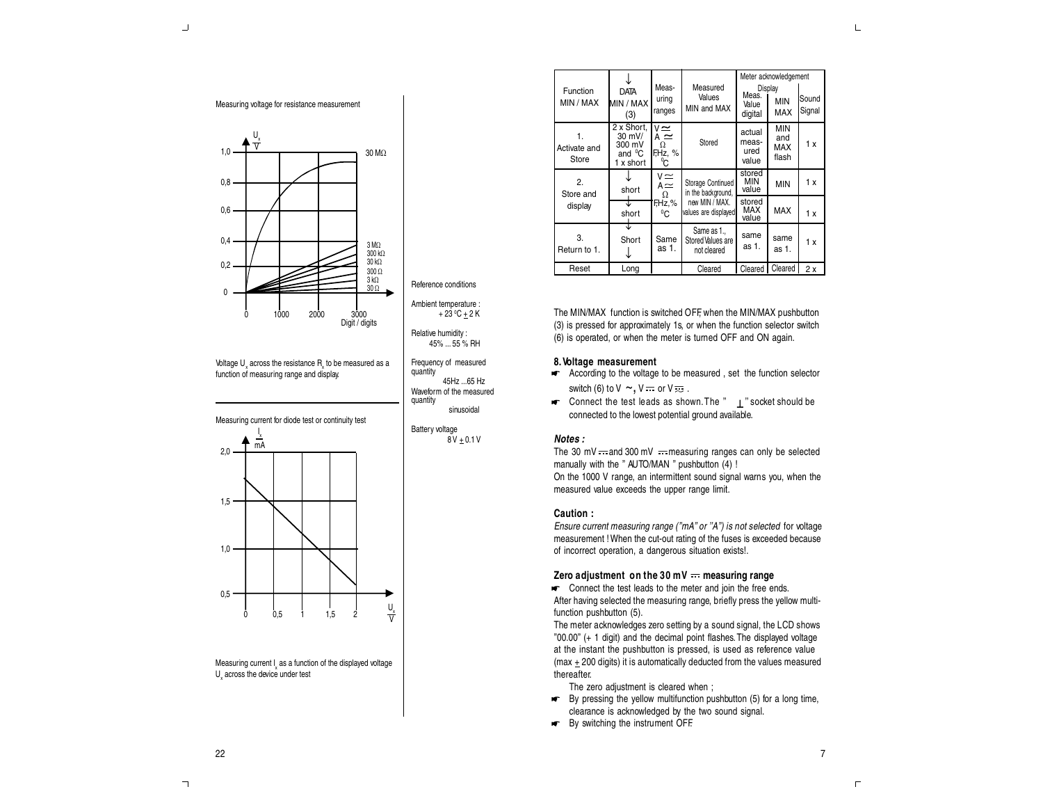Measuring voltage for resistance measurement

Voltage $U_x$ across the resistance $R_x$ to be measured as a function of measuring range and display.

Measuring current for diode test or continuity test

Measuring current $I_x$ as a function of the displayed voltage $U_x$ across the device under test

Reference conditions

Ambient temperature :
+ 23 °C ± 2 K

Relative humidity :
45% ... 55 % RH

Frequency of measured quantity
45Hz ...65 Hz

Waveform of the measured quantity
sinusoidal

Battery voltage
8 V ± 0.1 V

| Function MIN / MAX | ↓ DATA MIN / MAX (3) | Measuring ranges | Measured Values MIN and MAX | Meter acknowledgement Display Meas. Value digital | MIN MAX | Sound Signal |
|---|---|---|---|---|---|---|
| 1. Activate and Store | 2 x Short, 30 mV/ 300 mV and °C 1 x short | V ≃ A ≃ Ω F,Hz, % °C | Stored | actual measured value | MIN and MAX flash | 1 x |
| 2. Store and display | ↓ short | V ≃ A ≃ Ω F,Hz, % °C | Storage Continued in the background, new MIN / MAX. values are displayed | stored MIN value | MIN | 1 x |
| | ↓ short | | | stored MAX value | MAX | 1 x |
| 3. Return to 1. | ↓ Short ↓ | Same as 1. | Same as 1., Stored Values are not cleared | same as 1. | same as 1. | 1 x |
| Reset | Long | | Cleared | Cleared | Cleared | 2 x |

The MIN/MAX function is switched OFF, when the MIN/MAX pushbutton (3) is pressed for approximately 1s, or when the function selector switch (6) is operated, or when the meter is turned OFF and ON again.

## 8. Voltage measurement

- According to the voltage to be measured , set the function selector switch (6) to V ~, V ⎓ or V ≃ .
- Connect the test leads as shown. The " ⊥ " socket should be connected to the lowest potential ground available.

***Notes :***

The 30 mV ⎓ and 300 mV ⎓ measuring ranges can only be selected manually with the " AUTO/MAN " pushbutton (4) !

On the 1000 V range, an intermittent sound signal warns you, when the measured value exceeds the upper range limit.

**Caution :**

*Ensure current measuring range ("mA" or "A") is not selected* for voltage measurement ! When the cut-out rating of the fuses is exceeded because of incorrect operation, a dangerous situation exists!.

**Zero adjustment on the 30 mV ⎓ measuring range**

- Connect the test leads to the meter and join the free ends.

After having selected the measuring range, briefly press the yellow multi-function pushbutton (5).

The meter acknowledges zero setting by a sound signal, the LCD shows "00.00" (+ 1 digit) and the decimal point flashes. The displayed voltage at the instant the pushbutton is pressed, is used as reference value (max ± 200 digits) it is automatically deducted from the values measured thereafter.

The zero adjustment is cleared when ;

- By pressing the yellow multifunction pushbutton (5) for a long time, clearance is acknowledged by the two sound signal.
- By switching the instrument OFF.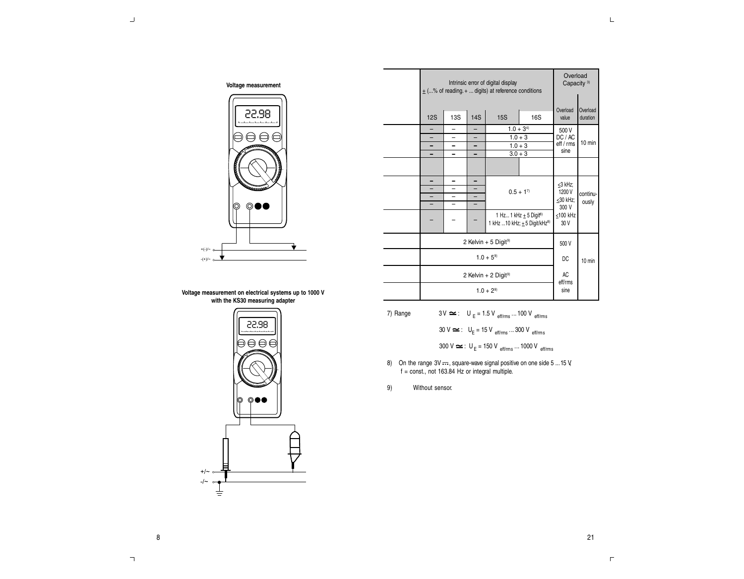**Voltage measurement**

+(-)/~

-(+)/~

**Voltage measurement on electrical systems up to 1000 V with the KS30 measuring adapter**

+/~

-/~

| | Intrinsic error of digital display ± (...% of reading. + ... digits) at reference conditions | | | | | Overload Capacity [3)] | |
|---|---|---|---|---|---|---|---|
| | 12S | 13S | 14S | 15S | 16S | Overload value | Overload duration |
| | – | – | – | 1.0 + 3[4)] | | 500 V DC / AC eff / rms sine | 10 min |
| | – | – | – | 1.0 + 3 | | | |
| | – | – | – | 1.0 + 3 | | | |
| | – | – | – | 3.0 + 3 | | | |
| | | | | | | | |
| | – | – | – | 0.5 + 1[7)] | | ≤3 kHz; 1200 V ≤30 kHz; 300 V | continu-ously |
| | – | – | – | | | | |
| | – | – | – | | | | |
| | – | – | – | | | | |
| | – | – | – | 1 Hz... 1 kHz ± 5 Digit[8)] 1 kHz ...10 kHz; ± 5 Digit/kHz[8)] | | ≤100 kHz 30 V | |
| | 2 Kelvin + 5 Digit[9)] | | | | | 500 V | 10 min |
| | 1.0 + 5[9)] | | | | | DC | |
| | 2 Kelvin + 2 Digit[9)] | | | | | AC eff/rms | |
| | 1.0 + 2[9)] | | | | | sine | |

7) Range
3 V ≃ : $U_E$ = 1.5 V $_{eff/rms}$ ... 100 V $_{eff/rms}$
30 V ≃ : $U_E$ = 15 V $_{eff/rms}$ ... 300 V $_{eff/rms}$
300 V ≃ : $U_E$ = 150 V $_{eff/rms}$ ... 1000 V $_{eff/rms}$

8) On the range 3V ⎓, square-wave signal positive on one side 5 ... 15 V, f = const., not 163.84 Hz or integral multiple.

9) Without sensor.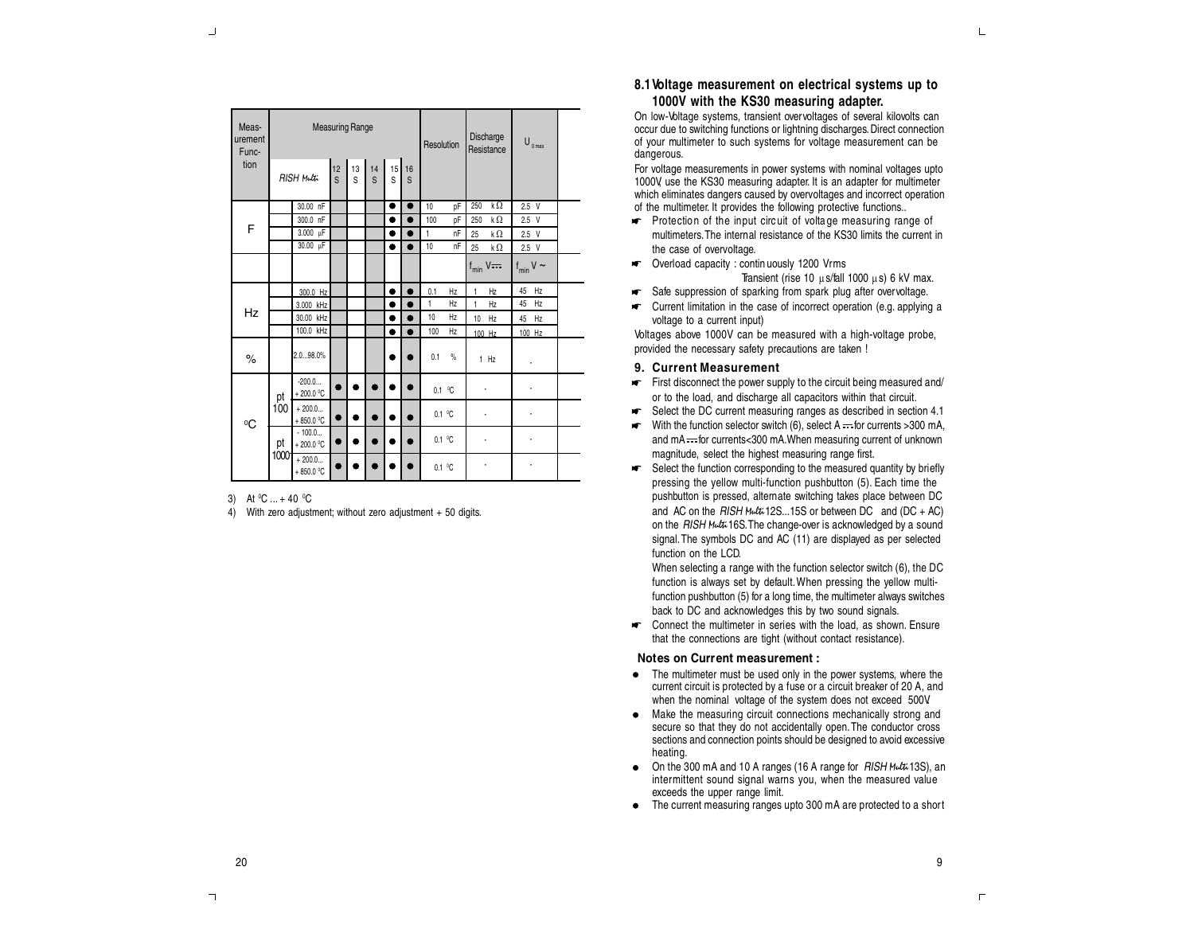| Measurement Function | Measuring Range | | | | | | | Resolution | Discharge Resistance | $U_{0\,max}$ |
|---|---|---|---|---|---|---|---|---|---|---|
| | RISH Multi | | 12 S | 13 S | 14 S | 15 S | 16 S | | | |
| F | | 30.00 nF | | | | ● | ● | 10 pF | 250 kΩ | 2.5 V |
| | | 300.0 nF | | | | ● | ● | 100 pF | 250 kΩ | 2.5 V |
| | | 3.000 µF | | | | ● | ● | 1 nF | 25 kΩ | 2.5 V |
| | | 30.00 µF | | | | ● | ● | 10 nF | 25 kΩ | 2.5 V |
| | | | | | | | | | $f_{min}$ V⎓ | $f_{min}$ V ~ |
| Hz | | 300.0 Hz | | | | ● | ● | 0.1 Hz | 1 Hz | 45 Hz |
| | | 3.000 kHz | | | | ● | ● | 1 Hz | 1 Hz | 45 Hz |
| | | 30.00 kHz | | | | ● | ● | 10 Hz | 10 Hz | 45 Hz |
| | | 100.0 kHz | | | | ● | ● | 100 Hz | 100 Hz | 100 Hz |
| % | | 2.0...98.0% | | | | ● | ● | 0.1 % | 1 Hz | - |
| °C | pt 100 | -200.0... + 200.0 °C | ● | ● | ● | ● | ● | 0.1 °C | - | - |
| | | + 200.0... + 850.0 °C | ● | ● | ● | ● | ● | 0.1 °C | - | - |
| | pt 1000 | - 100.0... + 200.0 °C | ● | ● | ● | ● | ● | 0.1 °C | - | - |
| | | + 200.0... + 850.0 °C | ● | ● | ● | ● | ● | 0.1 °C | - | - |

3) At 0°C ... + 40 °C

4) With zero adjustment; without zero adjustment + 50 digits.

## 8.1 Voltage measurement on electrical systems up to 1000V with the KS30 measuring adapter.

On low-Voltage systems, transient overvoltages of several kilovolts can occur due to switching functions or lightning discharges. Direct connection of your multimeter to such systems for voltage measurement can be dangerous.

For voltage measurements in power systems with nominal voltages upto 1000V, use the KS30 measuring adapter. It is an adapter for multimeter which eliminates dangers caused by overvoltages and incorrect operation of the multimeter. It provides the following protective functions..

- Protection of the input circuit of voltage measuring range of multimeters. The internal resistance of the KS30 limits the current in the case of overvoltage.
- Overload capacity : continuously 1200 Vrms
  Transient (rise 10 µs/fall 1000 µs) 6 kV max.
- Safe suppression of sparking from spark plug after overvoltage.
- Current limitation in the case of incorrect operation (e.g. applying a voltage to a current input)

Voltages above 1000V can be measured with a high-voltage probe, provided the necessary safety precautions are taken !

## 9. Current Measurement

- First disconnect the power supply to the circuit being measured and/ or to the load, and discharge all capacitors within that circuit.
- Select the DC current measuring ranges as described in section 4.1
- With the function selector switch (6), select A ⎓ for currents >300 mA, and mA ⎓ for currents<300 mA. When measuring current of unknown magnitude, select the highest measuring range first.
- Select the function corresponding to the measured quantity by briefly pressing the yellow multi-function pushbutton (5). Each time the pushbutton is pressed, alternate switching takes place between DC and AC on the *RISH Multi* 12S...15S or between DC and (DC + AC) on the *RISH Multi* 16S. The change-over is acknowledged by a sound signal. The symbols DC and AC (11) are displayed as per selected function on the LCD.

  When selecting a range with the function selector switch (6), the DC function is always set by default. When pressing the yellow multi-function pushbutton (5) for a long time, the multimeter always switches back to DC and acknowledges this by two sound signals.
- Connect the multimeter in series with the load, as shown. Ensure that the connections are tight (without contact resistance).

### Notes on Current measurement :

- The multimeter must be used only in the power systems, where the current circuit is protected by a fuse or a circuit breaker of 20 A, and when the nominal voltage of the system does not exceed 500V.
- Make the measuring circuit connections mechanically strong and secure so that they do not accidentally open. The conductor cross sections and connection points should be designed to avoid excessive heating.
- On the 300 mA and 10 A ranges (16 A range for *RISH Multi* 13S), an intermittent sound signal warns you, when the measured value exceeds the upper range limit.
- The current measuring ranges upto 300 mA are protected to a short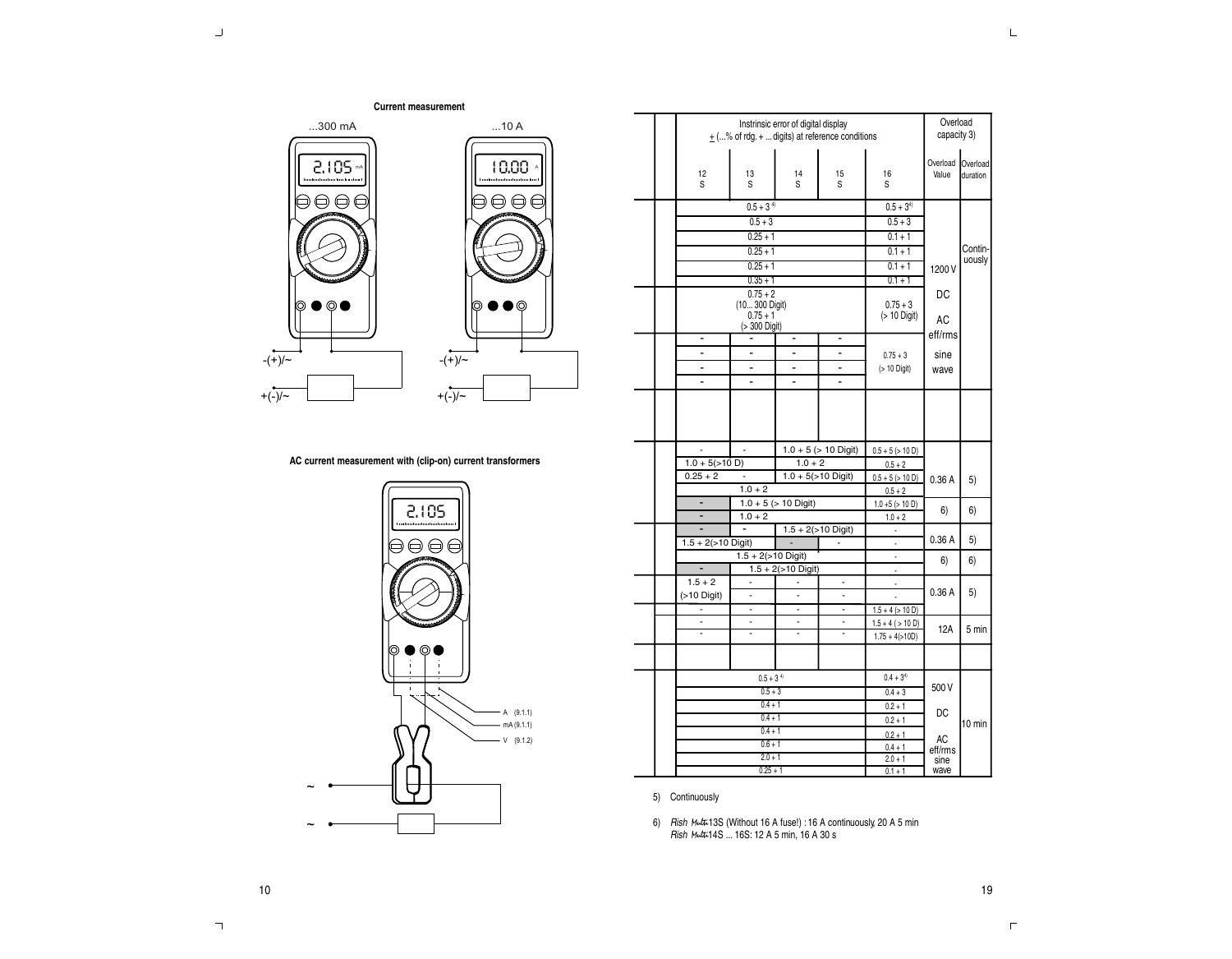**Current measurement**

...300 mA

...10 A

-(+)/~

+(-)/~

-(+)/~

+(-)/~

**AC current measurement with (clip-on) current transformers**

A (9.1.1)

mA (9.1.1)

V (9.1.2)

| | | Instrinsic error of digital display ± (...% of rdg. + ... digits) at reference conditions | | | | | Overload capacity 3) | |
|---|---|---|---|---|---|---|---|---|
| | | 12 S | 13 S | 14 S | 15 S | 16 S | Overload Value | Overload duration |
| | | 0.5 + 3 4) | | | | 0.5 + 3 4) | 1200 V DC AC eff/rms sine wave | Contin-uously |
| | | 0.5 + 3 | | | | 0.5 + 3 | | |
| | | 0.25 + 1 | | | | 0.1 + 1 | | |
| | | 0.25 + 1 | | | | 0.1 + 1 | | |
| | | 0.25 + 1 | | | | 0.1 + 1 | | |
| | | 0.35 + 1 | | | | 0.1 + 1 | | |
| | | 0.75 + 2 (10... 300 Digit) 0.75 + 1 (> 300 Digit) | | | | 0.75 + 3 (> 10 Digit) | | |
| | | - | - | - | - | 0.75 + 3 (> 10 Digit) | | |
| | | - | - | - | - | | | |
| | | - | - | - | - | | | |
| | | - | - | - | - | | | |
| | | | | | | | | |
| | | - | - | 1.0 + 5 (> 10 Digit) | | 0.5 + 5 (> 10 D) | 0.36 A | 5) |
| | | 1.0 + 5(>10 D) | | 1.0 + 2 | | 0.5 + 2 | | |
| | | 0.25 + 2 | - | 1.0 + 5(>10 Digit) | | 0.5 + 5 (> 10 D) | | |
| | | 1.0 + 2 | | | | 0.5 + 2 | | |
| | | - | 1.0 + 5 (> 10 Digit) | | | 1.0 +5 (> 10 D) | 6) | 6) |
| | | - | 1.0 + 2 | | | 1.0 + 2 | | |
| | | - | - | 1.5 + 2(>10 Digit) | | - | 0.36 A | 5) |
| | | 1.5 + 2(>10 Digit) | | - | - | - | | |
| | | | 1.5 + 2(>10 Digit) | | | - | 6) | 6) |
| | | - | 1.5 + 2(>10 Digit) | | | - | | |
| | | 1.5 + 2 (>10 Digit) | - | - | - | - | 0.36 A | 5) |
| | | | - | - | - | - | | |
| | | - | - | - | - | 1.5 + 4 (> 10 D) | 12A | 5 min |
| | | - | - | - | - | 1.5 + 4 ( > 10 D) | | |
| | | - | - | - | - | 1.75 + 4(>10D) | | |
| | | | | | | | | |
| | | 0.5 + 3 4) | | | | 0.4 + 3 4) | 500 V DC AC eff/rms sine wave | 10 min |
| | | 0.5 + 3 | | | | 0.4 + 3 | | |
| | | 0.4 + 1 | | | | 0.2 + 1 | | |
| | | 0.4 + 1 | | | | 0.2 + 1 | | |
| | | 0.4 + 1 | | | | 0.2 + 1 | | |
| | | 0.6 + 1 | | | | 0.4 + 1 | | |
| | | 2.0 + 1 | | | | 2.0 + 1 | | |
| | | 0.25 + 1 | | | | 0.1 + 1 | | |

5) Continuously

6) *Rish Multi* 13S (Without 16 A fuse!) : 16 A continuously, 20 A 5 min
*Rish Multi* 14S ... 16S: 12 A 5 min, 16 A 30 s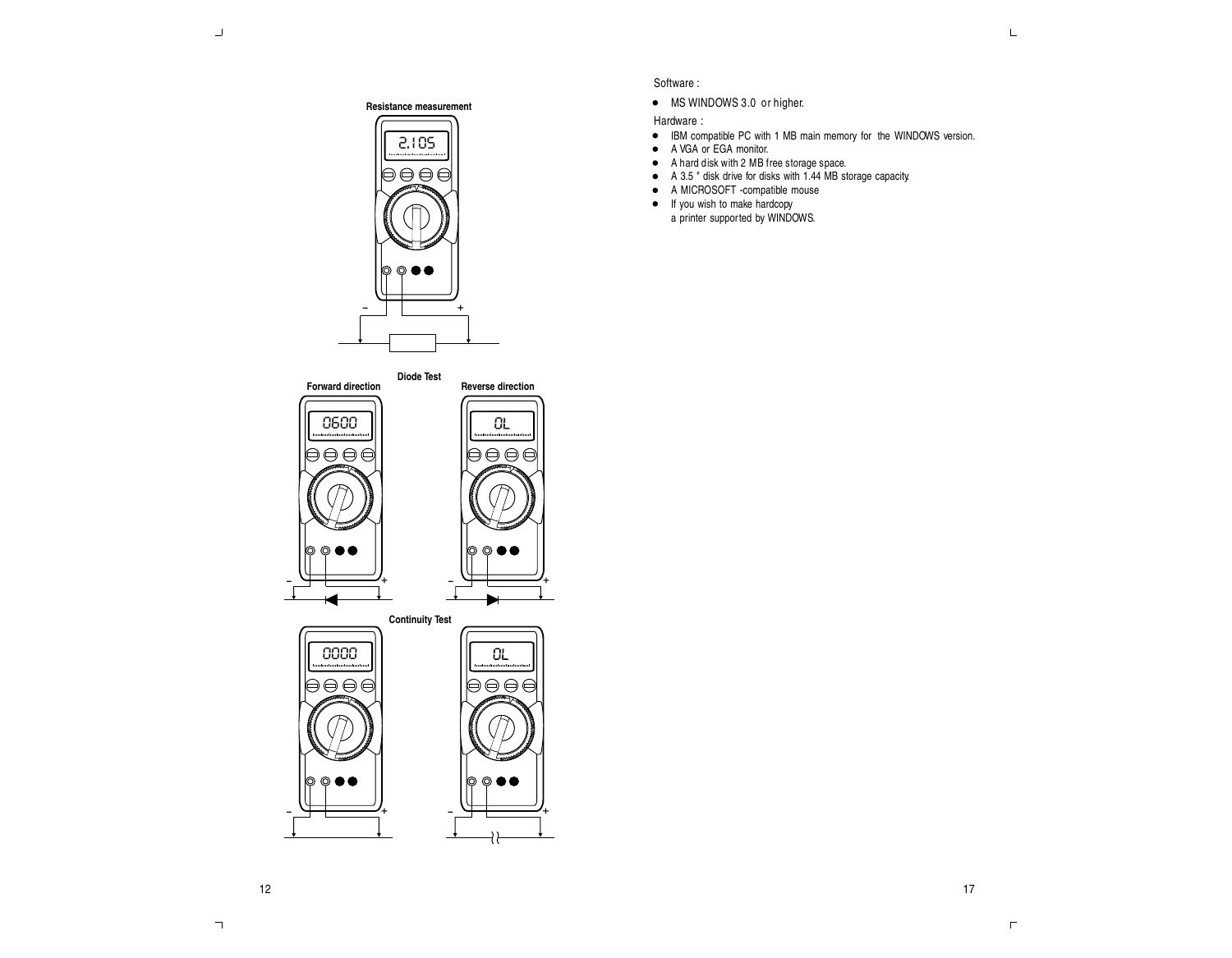Resistance measurement

Diode Test

Forward direction

Reverse direction

Continuity Test

Software :

- MS WINDOWS 3.0 or higher.

Hardware :

- IBM compatible PC with 1 MB main memory for the WINDOWS version.
- A VGA or EGA monitor.
- A hard disk with 2 MB free storage space.
- A 3.5 " disk drive for disks with 1.44 MB storage capacity.
- A MICROSOFT -compatible mouse
- If you wish to make hardcopy
  a printer supported by WINDOWS.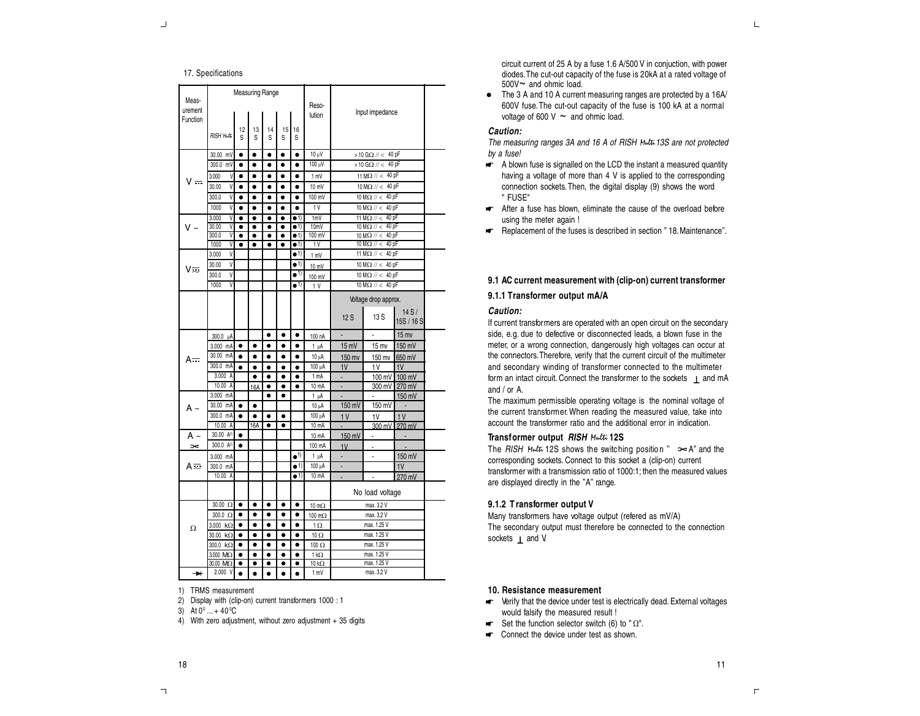17. Specifications

| Measurement Function | Measuring Range RISH Multi | 12 S | 13 S | 14 S | 15 S | 16 S | Resolution | Input impedance | | |
|---|---|---|---|---|---|---|---|---|---|---|
| V ⎓ | 30.00 mV | ● | ● | ● | ● | ● | 10 µV | > 10 GΩ // < 40 pF | | |
| | 300.0 mV | ● | ● | ● | ● | ● | 100 µV | > 10 GΩ // < 40 pF | | |
| | 3.000 V | ● | ● | ● | ● | ● | 1 mV | 11 MΩ // < 40 pF | | |
| | 30.00 V | ● | ● | ● | ● | ● | 10 mV | 10 MΩ // < 40 pF | | |
| | 300.0 V | ● | ● | ● | ● | ● | 100 mV | 10 MΩ // < 40 pF | | |
| | 1000 V | ● | ● | ● | ● | ● | 1 V | 10 MΩ // < 40 pF | | |
| V ~ | 3.000 V | ● | ● | ● | ● | ●1) | 1mV | 11 MΩ // < 40 pF | | |
| | 30.00 V | ● | ● | ● | ● | ●1) | 10mV | 10 MΩ // < 40 pF | | |
| | 300.0 V | ● | ● | ● | ● | ●1) | 100 mV | 10 MΩ // < 40 pF | | |
| | 1000 V | ● | ● | ● | ● | ●1) | 1 V | 10 MΩ // < 40 pF | | |
| V ⎓~ | 3.000 V | | | | | ●1) | 1 mV | 11 MΩ // < 40 pF | | |
| | 30.00 V | | | | | ●1) | 10 mV | 10 MΩ // < 40 pF | | |
| | 300.0 V | | | | | ●1) | 100 mV | 10 MΩ // < 40 pF | | |
| | 1000 V | | | | | ●1) | 1 V | 10 MΩ // < 40 pF | | |
| | | | | | | | | Voltage drop approx. | | |
| | | | | | | | | 12 S | 13 S | 14 S / 15S / 16 S |
| A ⎓ | 300.0 µA | | | ● | ● | ● | 100 nA | - | - | 15 mv |
| | 3.000 mA | ● | ● | ● | ● | ● | 1 µA | 15 mV | 15 mv | 150 mV |
| | 30.00 mA | ● | ● | ● | ● | ● | 10 µA | 150 mv | 150 mv | 650 mV |
| | 300.0 mA | ● | ● | ● | ● | ● | 100 µA | 1V | 1 V | 1V |
| | 3.000 A | | ● | ● | ● | ● | 1 mA | - | 100 mV | 100 mV |
| | 10.00 A | | 16A | ● | ● | ● | 10 mA | - | 300 mV | 270 mV |
| A ~ | 3.000 mA | | | ● | ● | | 1 µA | - | - | 150 mV |
| | 30.00 mA | ● | ● | | | | 10 µA | 150 mV | 150 mV | - |
| | 300.0 mA | ● | ● | ● | ● | | 100 µA | 1 V | 1V | 1 V |
| | 10.00 A | | 16A | ● | ● | | 10 mA | - | 300 mV | 270 mV |
| A ~ (clip-on) | 30.00 A2) | ● | | | | | 10 mA | 150 mV | - | - |
| | 300.0 A2) | ● | | | | | 100 mA | 1V | - | - |
| A ⎓~ | 3.000 mA | | | | | ●1) | 1 µA | - | - | 150 mV |
| | 300.0 mA | | | | | ●1) | 100 µA | - | | 1V |
| | 10.00 A | | | | | ●1) | 10 mA | - | - | 270 mV |
| | | | | | | | | No load voltage | | |
| Ω | 30.00 Ω | ● | ● | ● | ● | ● | 10 mΩ | max. 3.2 V | | |
| | 300.0 Ω | ● | ● | ● | ● | ● | 100 mΩ | max. 3.2 V | | |
| | 3.000 kΩ | ● | ● | ● | ● | ● | 1 Ω | max. 1.25 V | | |
| | 30.00 kΩ | ● | ● | ● | ● | ● | 10 Ω | max. 1.25 V | | |
| | 300.0 kΩ | ● | ● | ● | ● | ● | 100 Ω | max. 1.25 V | | |
| | 3.000 MΩ | ● | ● | ● | ● | ● | 1 kΩ | max. 1.25 V | | |
| | 30.00 MΩ | ● | ● | ● | ● | ● | 10 kΩ | max. 1.25 V | | |
| Diode | 2.000 V | ● | ● | ● | ● | ● | 1 mV | max. 3.2 V | | |

1) TRMS measurement
2) Display with (clip-on) current transformers 1000 : 1
3) At $0^0$ ... + $40^0$C
4) With zero adjustment, without zero adjustment + 35 digits

circuit current of 25 A by a fuse 1.6 A/500 V in conjuction, with power diodes. The cut-out capacity of the fuse is 20kA at a rated voltage of 500V~ and ohmic load.

- The 3 A and 10 A current measuring ranges are protected by a 16A/ 600V fuse. The cut-out capacity of the fuse is 100 kA at a normal voltage of 600 V ~ and ohmic load.

***Caution:***

*The measuring ranges 3A and 16 A of RISH Multi 13S are not protected by a fuse!*

- A blown fuse is signalled on the LCD the instant a measured quantity having a voltage of more than 4 V is applied to the corresponding connection sockets. Then, the digital display (9) shows the word " FUSE"
- After a fuse has blown, eliminate the cause of the overload before using the meter again !
- Replacement of the fuses is described in section " 18. Maintenance".

### 9.1 AC current measurement with (clip-on) current transformer

#### 9.1.1 Transformer output mA/A

***Caution:***

If current transformers are operated with an open circuit on the secondary side, e.g. due to defective or disconnected leads, a blown fuse in the meter, or a wrong connection, dangerously high voltages can occur at the connectors. Therefore, verify that the current circuit of the multimeter and secondary winding of transformer connected to the multimeter form an intact circuit. Connect the transformer to the sockets ⊥ and mA and / or A.

The maximum permissible operating voltage is the nominal voltage of the current transformer. When reading the measured value, take into account the transformer ratio and the additional error in indication.

#### Transformer output *RISH Multi* 12S

The *RISH Multi* 12S shows the switching position " ⤚A" and the corresponding sockets. Connect to this socket a (clip-on) current transformer with a transmission ratio of 1000:1; then the measured values are displayed directly in the "A" range.

#### 9.1.2 Transformer output V

Many transformers have voltage output (refered as mV/A)
The secondary output must therefore be connected to the connection sockets ⊥ and V.

### 10. Resistance measurement

- Verify that the device under test is electrically dead. External voltages would falsify the measured result !
- Set the function selector switch (6) to " Ω".
- Connect the device under test as shown.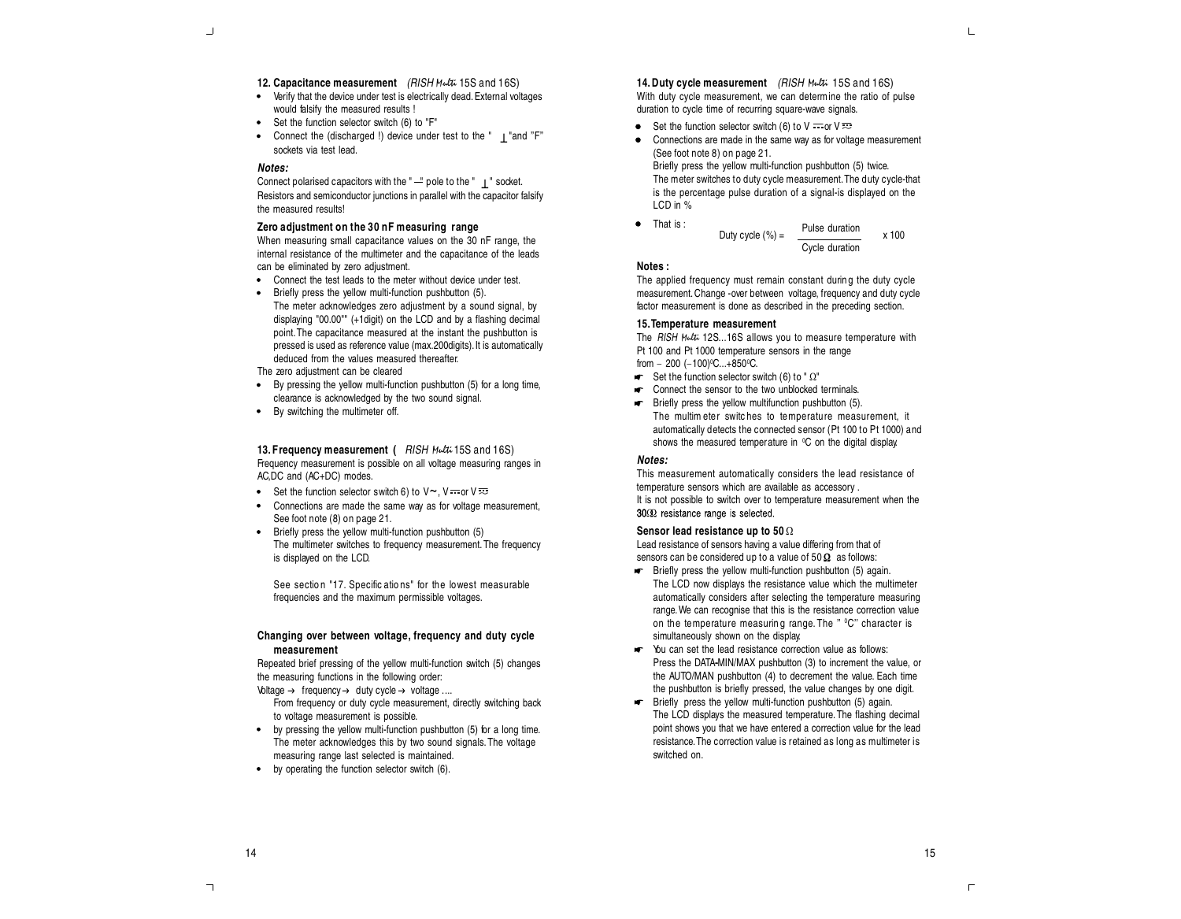## 12. Capacitance measurement *(RISH Multi 15S and 16S)*

- Verify that the device under test is electrically dead. External voltages would falsify the measured results !
- Set the function selector switch (6) to "F"
- Connect the (discharged !) device under test to the " ⊥ "and "F" sockets via test lead.

***Notes:***

Connect polarised capacitors with the "–" pole to the " ⊥ " socket. Resistors and semiconductor junctions in parallel with the capacitor falsify the measured results!

### Zero adjustment on the 30 nF measuring range

When measuring small capacitance values on the 30 nF range, the internal resistance of the multimeter and the capacitance of the leads can be eliminated by zero adjustment.

- Connect the test leads to the meter without device under test.
- Briefly press the yellow multi-function pushbutton (5).
  The meter acknowledges zero adjustment by a sound signal, by displaying "00.00"" (+1digit) on the LCD and by a flashing decimal point. The capacitance measured at the instant the pushbutton is pressed is used as reference value (max.200digits). It is automatically deduced from the values measured thereafter.

The zero adjustment can be cleared

- By pressing the yellow multi-function pushbutton (5) for a long time, clearance is acknowledged by the two sound signal.
- By switching the multimeter off.

## 13. Frequency measurement ( *RISH Multi* 15S and 16S)

Frequency measurement is possible on all voltage measuring ranges in AC,DC and (AC+DC) modes.

- Set the function selector switch 6) to V~, V⎓or V⩧
- Connections are made the same way as for voltage measurement, See foot note (8) on page 21.
- Briefly press the yellow multi-function pushbutton (5)
  The multimeter switches to frequency measurement. The frequency is displayed on the LCD.

  See section "17. Specifications" for the lowest measurable frequencies and the maximum permissible voltages.

### Changing over between voltage, frequency and duty cycle measurement

Repeated brief pressing of the yellow multi-function switch (5) changes the measuring functions in the following order:

Voltage → frequency → duty cycle → voltage ....

From frequency or duty cycle measurement, directly switching back to voltage measurement is possible.

- by pressing the yellow multi-function pushbutton (5) for a long time. The meter acknowledges this by two sound signals. The voltage measuring range last selected is maintained.
- by operating the function selector switch (6).

## 14. Duty cycle measurement *(RISH Multi 15S and 16S)*

With duty cycle measurement, we can determine the ratio of pulse duration to cycle time of recurring square-wave signals.

- Set the function selector switch (6) to V⎓or V⩧
- Connections are made in the same way as for voltage measurement (See foot note 8) on page 21.
  Briefly press the yellow multi-function pushbutton (5) twice.
  The meter switches to duty cycle measurement. The duty cycle-that is the percentage pulse duration of a signal-is displayed on the LCD in %
- That is :

$$\text{Duty cycle (\%)} = \frac{\text{Pulse duration}}{\text{Cycle duration}} \times 100$$

**Notes :**

The applied frequency must remain constant during the duty cycle measurement. Change-over between voltage, frequency and duty cycle factor measurement is done as described in the preceding section.

## 15. Temperature measurement

The *RISH Multi* 12S...16S allows you to measure temperature with Pt 100 and Pt 1000 temperature sensors in the range from – 200 (–100)ºC...+850ºC.

- ☛ Set the function selector switch (6) to " Ω"
- ☛ Connect the sensor to the two unblocked terminals.
- ☛ Briefly press the yellow multifunction pushbutton (5).
  The multimeter switches to temperature measurement, it automatically detects the connected sensor (Pt 100 to Pt 1000) and shows the measured temperature in ºC on the digital display.

***Notes:***

This measurement automatically considers the lead resistance of temperature sensors which are available as accessory .

It is not possible to switch over to temperature measurement when the 30Ω resistance range is selected.

### Sensor lead resistance up to 50 Ω

Lead resistance of sensors having a value differing from that of sensors can be considered up to a value of 50 Ω as follows:

- ☛ Briefly press the yellow multi-function pushbutton (5) again.
  The LCD now displays the resistance value which the multimeter automatically considers after selecting the temperature measuring range. We can recognise that this is the resistance correction value on the temperature measuring range. The " ºC" character is simultaneously shown on the display.
- ☛ You can set the lead resistance correction value as follows:
  Press the DATA-MIN/MAX pushbutton (3) to increment the value, or the AUTO/MAN pushbutton (4) to decrement the value. Each time the pushbutton is briefly pressed, the value changes by one digit.
- ☛ Briefly press the yellow multi-function pushbutton (5) again.
  The LCD displays the measured temperature. The flashing decimal point shows you that we have entered a correction value for the lead resistance. The correction value is retained as long as multimeter is switched on.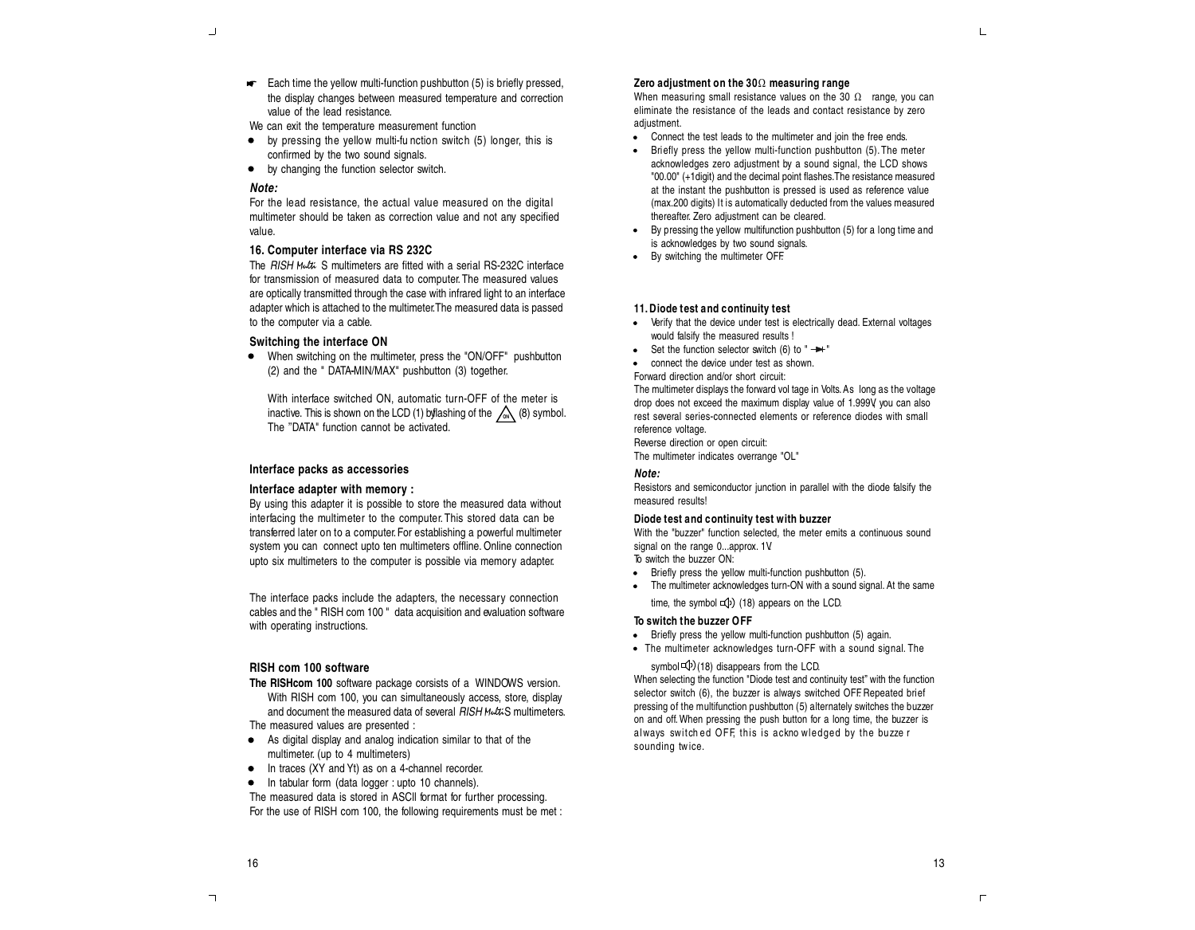- Each time the yellow multi-function pushbutton (5) is briefly pressed, the display changes between measured temperature and correction value of the lead resistance.

We can exit the temperature measurement function

- by pressing the yellow multi-function switch (5) longer, this is confirmed by the two sound signals.
- by changing the function selector switch.

***Note:***

For the lead resistance, the actual value measured on the digital multimeter should be taken as correction value and not any specified value.

### 16. Computer interface via RS 232C

The *RISH Multi* S multimeters are fitted with a serial RS-232C interface for transmission of measured data to computer. The measured values are optically transmitted through the case with infrared light to an interface adapter which is attached to the multimeter. The measured data is passed to the computer via a cable.

#### Switching the interface ON

- When switching on the multimeter, press the "ON/OFF" pushbutton (2) and the " DATA-MIN/MAX" pushbutton (3) together.

  With interface switched ON, automatic turn-OFF of the meter is inactive. This is shown on the LCD (1) by flashing of the ON (8) symbol. The "DATA" function cannot be activated.

#### Interface packs as accessories

#### Interface adapter with memory :

By using this adapter it is possible to store the measured data without interfacing the multimeter to the computer. This stored data can be transferred later on to a computer. For establishing a powerful multimeter system you can connect upto ten multimeters offline. Online connection upto six multimeters to the computer is possible via memory adapter.

The interface packs include the adapters, the necessary connection cables and the " RISH com 100 " data acquisition and evaluation software with operating instructions.

#### RISH com 100 software

**The RISHcom 100** software package corsists of a WINDOWS version. With RISH com 100, you can simultaneously access, store, display and document the measured data of several *RISH Multi* S multimeters.

The measured values are presented :

- As digital display and analog indication similar to that of the multimeter. (up to 4 multimeters)
- In traces (XY and Yt) as on a 4-channel recorder.
- In tabular form (data logger : upto 10 channels).

The measured data is stored in ASCII format for further processing.
For the use of RISH com 100, the following requirements must be met :

#### Zero adjustment on the 30Ω measuring range

When measuring small resistance values on the 30 Ω range, you can eliminate the resistance of the leads and contact resistance by zero adjustment.

- Connect the test leads to the multimeter and join the free ends.
- Briefly press the yellow multi-function pushbutton (5). The meter acknowledges zero adjustment by a sound signal, the LCD shows "00.00" (+1digit) and the decimal point flashes. The resistance measured at the instant the pushbutton is pressed is used as reference value (max.200 digits) It is automatically deducted from the values measured thereafter. Zero adjustment can be cleared.
- By pressing the yellow multifunction pushbutton (5) for a long time and is acknowledges by two sound signals.
- By switching the multimeter OFF.

### 11. Diode test and continuity test

- Verify that the device under test is electrically dead. External voltages would falsify the measured results !
- Set the function selector switch (6) to " ⊳|"
- connect the device under test as shown.

Forward direction and/or short circuit:
The multimeter displays the forward vol tage in Volts. As long as the voltage drop does not exceed the maximum display value of 1.999V, you can also rest several series-connected elements or reference diodes with small reference voltage.
Reverse direction or open circuit:
The multimeter indicates overrange "OL"

***Note:***

Resistors and semiconductor junction in parallel with the diode falsify the measured results!

#### Diode test and continuity test with buzzer

With the "buzzer" function selected, the meter emits a continuous sound signal on the range 0...approx. 1V.
To switch the buzzer ON:

- Briefly press the yellow multi-function pushbutton (5).
- The multimeter acknowledges turn-ON with a sound signal. At the same time, the symbol 🔊 (18) appears on the LCD.

#### To switch the buzzer OFF

- Briefly press the yellow multi-function pushbutton (5) again.
- The multimeter acknowledges turn-OFF with a sound signal. The symbol 🔊 (18) disappears from the LCD.

When selecting the function "Diode test and continuity test" with the function selector switch (6), the buzzer is always switched OFF. Repeated brief pressing of the multifunction pushbutton (5) alternately switches the buzzer on and off. When pressing the push button for a long time, the buzzer is always switched OFF, this is acknowledged by the buzzer sounding twice.